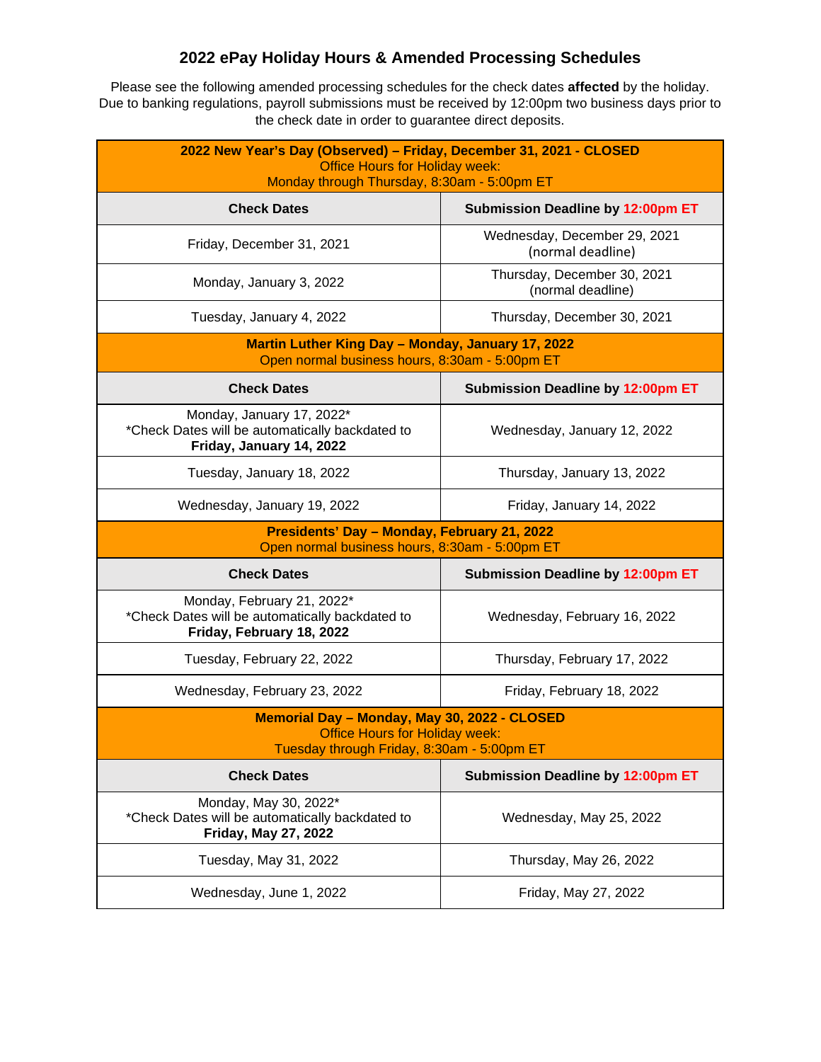## 2022 ePay Holiday Hours & Amended Processing Schedules

Please see the following amended processing schedules for the check dates **affected** by the holiday. Due to banking regulations, payroll submissions must be received by 12:00pm two business days prior to the check date in order to guarantee direct deposits.

| **2022 New Year's Day (Observed) – Friday, December 31, 2021 - CLOSED**<br>Office Hours for Holiday week:<br>Monday through Thursday, 8:30am - 5:00pm ET | |
|---|---|
| **Check Dates** | **Submission Deadline by 12:00pm ET** |
| Friday, December 31, 2021 | Wednesday, December 29, 2021<br>(normal deadline) |
| Monday, January 3, 2022 | Thursday, December 30, 2021<br>(normal deadline) |
| Tuesday, January 4, 2022 | Thursday, December 30, 2021 |
| **Martin Luther King Day – Monday, January 17, 2022**<br>Open normal business hours, 8:30am - 5:00pm ET | |
| **Check Dates** | **Submission Deadline by 12:00pm ET** |
| Monday, January 17, 2022*<br>*Check Dates will be automatically backdated to **Friday, January 14, 2022** | Wednesday, January 12, 2022 |
| Tuesday, January 18, 2022 | Thursday, January 13, 2022 |
| Wednesday, January 19, 2022 | Friday, January 14, 2022 |
| **Presidents' Day – Monday, February 21, 2022**<br>Open normal business hours, 8:30am - 5:00pm ET | |
| **Check Dates** | **Submission Deadline by 12:00pm ET** |
| Monday, February 21, 2022*<br>*Check Dates will be automatically backdated to **Friday, February 18, 2022** | Wednesday, February 16, 2022 |
| Tuesday, February 22, 2022 | Thursday, February 17, 2022 |
| Wednesday, February 23, 2022 | Friday, February 18, 2022 |
| **Memorial Day – Monday, May 30, 2022 - CLOSED**<br>Office Hours for Holiday week:<br>Tuesday through Friday, 8:30am - 5:00pm ET | |
| **Check Dates** | **Submission Deadline by 12:00pm ET** |
| Monday, May 30, 2022*<br>*Check Dates will be automatically backdated to **Friday, May 27, 2022** | Wednesday, May 25, 2022 |
| Tuesday, May 31, 2022 | Thursday, May 26, 2022 |
| Wednesday, June 1, 2022 | Friday, May 27, 2022 |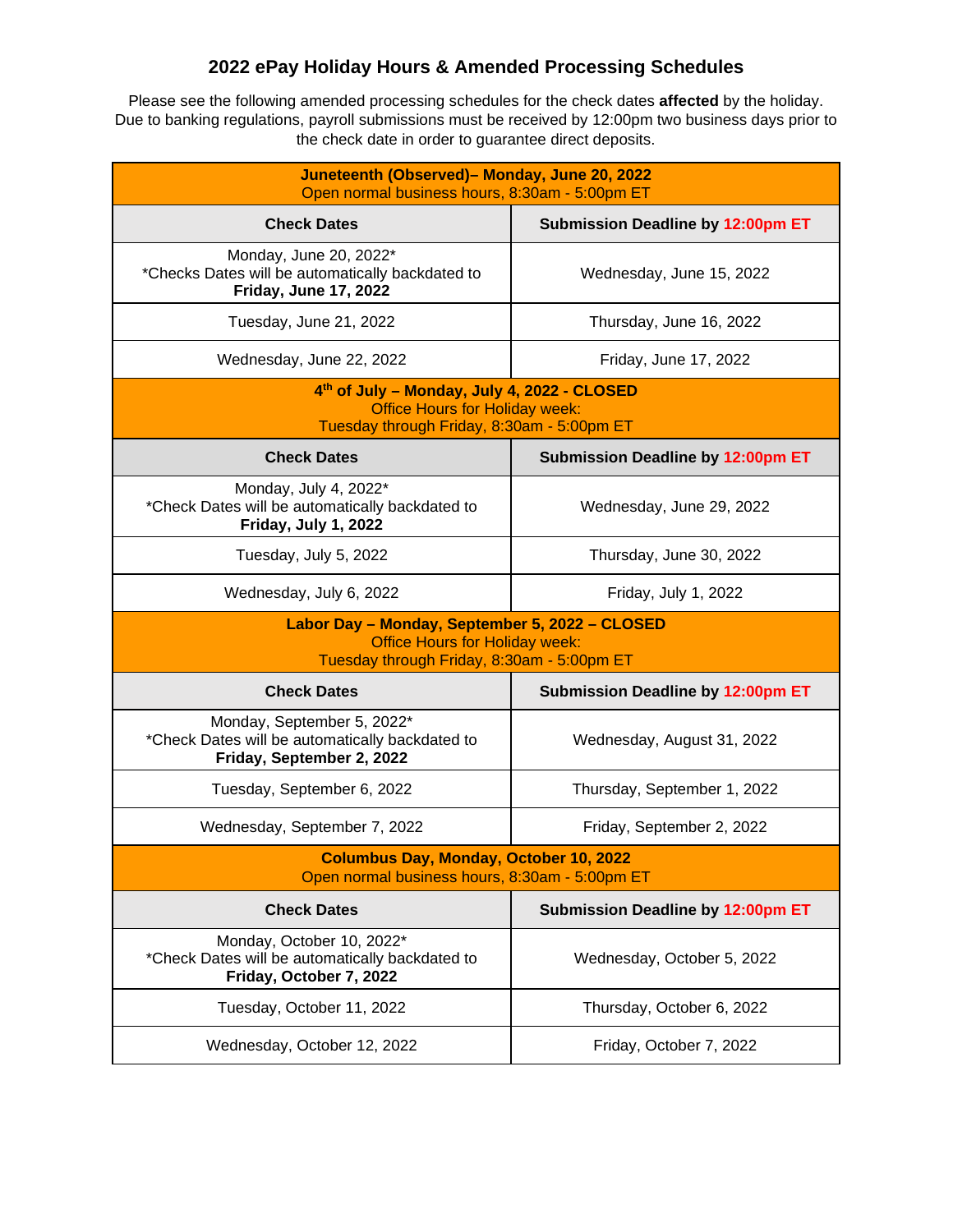# 2022 ePay Holiday Hours & Amended Processing Schedules

Please see the following amended processing schedules for the check dates **affected** by the holiday. Due to banking regulations, payroll submissions must be received by 12:00pm two business days prior to the check date in order to guarantee direct deposits.

| **Juneteenth (Observed)– Monday, June 20, 2022**<br>Open normal business hours, 8:30am - 5:00pm ET | |
|---|---|
| **Check Dates** | **Submission Deadline by 12:00pm ET** |
| Monday, June 20, 2022*<br>*Checks Dates will be automatically backdated to **Friday, June 17, 2022** | Wednesday, June 15, 2022 |
| Tuesday, June 21, 2022 | Thursday, June 16, 2022 |
| Wednesday, June 22, 2022 | Friday, June 17, 2022 |
| **4th of July – Monday, July 4, 2022 - CLOSED**<br>Office Hours for Holiday week:<br>Tuesday through Friday, 8:30am - 5:00pm ET | |
| **Check Dates** | **Submission Deadline by 12:00pm ET** |
| Monday, July 4, 2022*<br>*Check Dates will be automatically backdated to **Friday, July 1, 2022** | Wednesday, June 29, 2022 |
| Tuesday, July 5, 2022 | Thursday, June 30, 2022 |
| Wednesday, July 6, 2022 | Friday, July 1, 2022 |
| **Labor Day – Monday, September 5, 2022 – CLOSED**<br>Office Hours for Holiday week:<br>Tuesday through Friday, 8:30am - 5:00pm ET | |
| **Check Dates** | **Submission Deadline by 12:00pm ET** |
| Monday, September 5, 2022*<br>*Check Dates will be automatically backdated to **Friday, September 2, 2022** | Wednesday, August 31, 2022 |
| Tuesday, September 6, 2022 | Thursday, September 1, 2022 |
| Wednesday, September 7, 2022 | Friday, September 2, 2022 |
| **Columbus Day, Monday, October 10, 2022**<br>Open normal business hours, 8:30am - 5:00pm ET | |
| **Check Dates** | **Submission Deadline by 12:00pm ET** |
| Monday, October 10, 2022*<br>*Check Dates will be automatically backdated to **Friday, October 7, 2022** | Wednesday, October 5, 2022 |
| Tuesday, October 11, 2022 | Thursday, October 6, 2022 |
| Wednesday, October 12, 2022 | Friday, October 7, 2022 |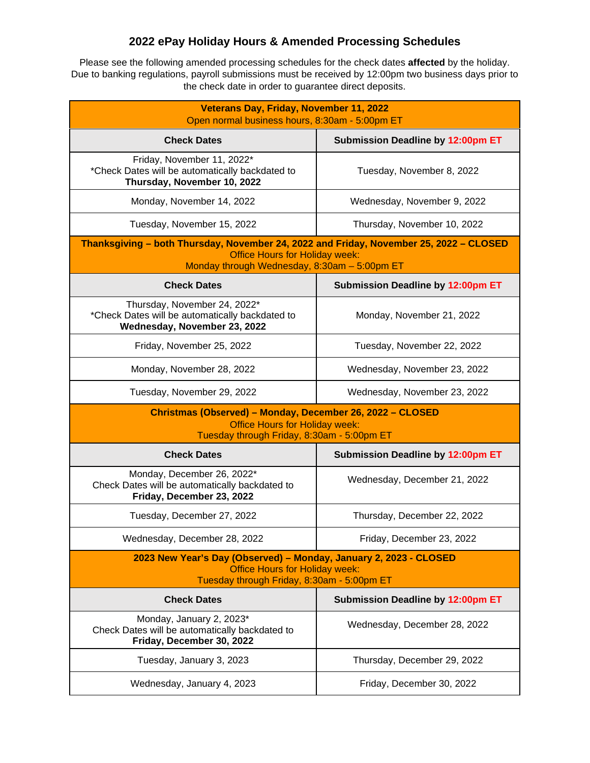# 2022 ePay Holiday Hours & Amended Processing Schedules

Please see the following amended processing schedules for the check dates **affected** by the holiday. Due to banking regulations, payroll submissions must be received by 12:00pm two business days prior to the check date in order to guarantee direct deposits.

| **Veterans Day, Friday, November 11, 2022**<br>Open normal business hours, 8:30am - 5:00pm ET | |
|---|---|
| **Check Dates** | **Submission Deadline by 12:00pm ET** |
| Friday, November 11, 2022*<br>*Check Dates will be automatically backdated to **Thursday, November 10, 2022** | Tuesday, November 8, 2022 |
| Monday, November 14, 2022 | Wednesday, November 9, 2022 |
| Tuesday, November 15, 2022 | Thursday, November 10, 2022 |
| **Thanksgiving – both Thursday, November 24, 2022 and Friday, November 25, 2022 – CLOSED**<br>Office Hours for Holiday week:<br>Monday through Wednesday, 8:30am – 5:00pm ET | |
| **Check Dates** | **Submission Deadline by 12:00pm ET** |
| Thursday, November 24, 2022*<br>*Check Dates will be automatically backdated to **Wednesday, November 23, 2022** | Monday, November 21, 2022 |
| Friday, November 25, 2022 | Tuesday, November 22, 2022 |
| Monday, November 28, 2022 | Wednesday, November 23, 2022 |
| Tuesday, November 29, 2022 | Wednesday, November 23, 2022 |
| **Christmas (Observed) – Monday, December 26, 2022 – CLOSED**<br>Office Hours for Holiday week:<br>Tuesday through Friday, 8:30am - 5:00pm ET | |
| **Check Dates** | **Submission Deadline by 12:00pm ET** |
| Monday, December 26, 2022*<br>Check Dates will be automatically backdated to **Friday, December 23, 2022** | Wednesday, December 21, 2022 |
| Tuesday, December 27, 2022 | Thursday, December 22, 2022 |
| Wednesday, December 28, 2022 | Friday, December 23, 2022 |
| **2023 New Year's Day (Observed) – Monday, January 2, 2023 - CLOSED**<br>Office Hours for Holiday week:<br>Tuesday through Friday, 8:30am - 5:00pm ET | |
| **Check Dates** | **Submission Deadline by 12:00pm ET** |
| Monday, January 2, 2023*<br>Check Dates will be automatically backdated to **Friday, December 30, 2022** | Wednesday, December 28, 2022 |
| Tuesday, January 3, 2023 | Thursday, December 29, 2022 |
| Wednesday, January 4, 2023 | Friday, December 30, 2022 |